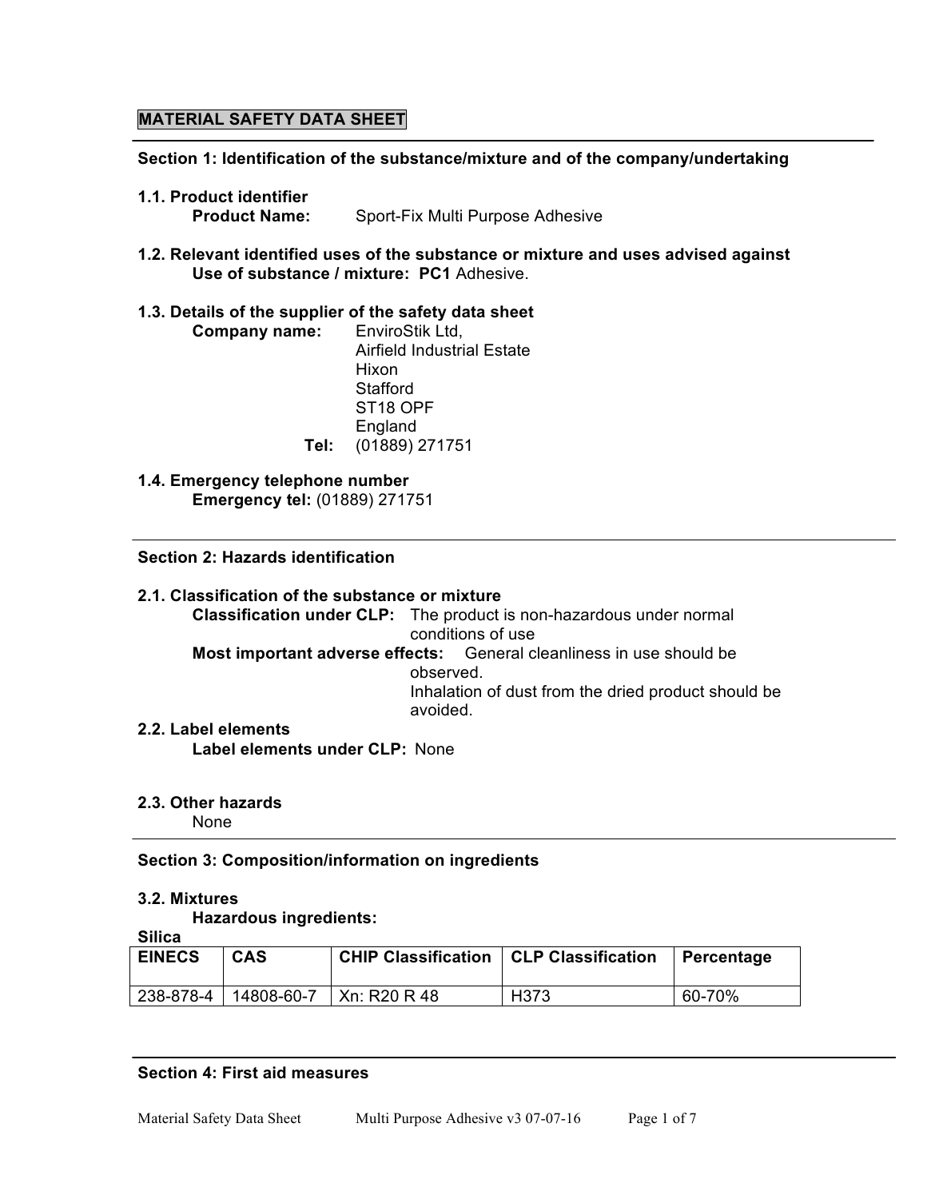# MATERIAL SAFETY DATA SHEET

## Section 1: Identification of the substance/mixture and of the company/undertaking

### 1.1. Product identifier

**Product Name:** Sport-Fix Multi Purpose Adhesive

### 1.2. Relevant identified uses of the substance or mixture and uses advised against

**Use of substance / mixture:** **PC1** Adhesive.

### 1.3. Details of the supplier of the safety data sheet

**Company name:** EnviroStik Ltd,
Airfield Industrial Estate
Hixon
Stafford
ST18 OPF
England

**Tel:** (01889) 271751

### 1.4. Emergency telephone number

**Emergency tel:** (01889) 271751

## Section 2: Hazards identification

### 2.1. Classification of the substance or mixture

**Classification under CLP:** The product is non-hazardous under normal conditions of use

**Most important adverse effects:** General cleanliness in use should be observed.
Inhalation of dust from the dried product should be avoided.

### 2.2. Label elements

**Label elements under CLP:** None

### 2.3. Other hazards

None

## Section 3: Composition/information on ingredients

### 3.2. Mixtures

**Hazardous ingredients:**

**Silica**

| EINECS | CAS | CHIP Classification | CLP Classification | Percentage |
|---|---|---|---|---|
| 238-878-4 | 14808-60-7 | Xn: R20 R 48 | H373 | 60-70% |

## Section 4: First aid measures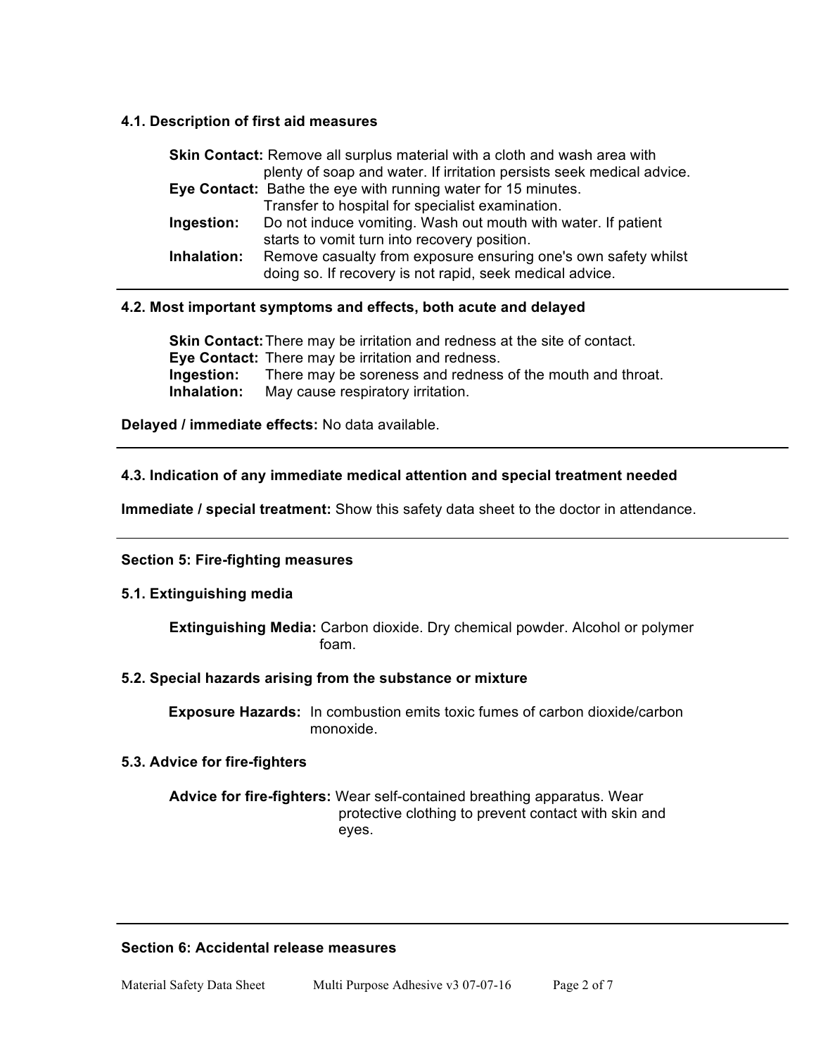### 4.1. Description of first aid measures

**Skin Contact:** Remove all surplus material with a cloth and wash area with plenty of soap and water. If irritation persists seek medical advice.

**Eye Contact:** Bathe the eye with running water for 15 minutes. Transfer to hospital for specialist examination.

**Ingestion:** Do not induce vomiting. Wash out mouth with water. If patient starts to vomit turn into recovery position.

**Inhalation:** Remove casualty from exposure ensuring one's own safety whilst doing so. If recovery is not rapid, seek medical advice.

### 4.2. Most important symptoms and effects, both acute and delayed

**Skin Contact:** There may be irritation and redness at the site of contact.

**Eye Contact:** There may be irritation and redness.

**Ingestion:** There may be soreness and redness of the mouth and throat.

**Inhalation:** May cause respiratory irritation.

**Delayed / immediate effects:** No data available.

### 4.3. Indication of any immediate medical attention and special treatment needed

**Immediate / special treatment:** Show this safety data sheet to the doctor in attendance.

## Section 5: Fire-fighting measures

### 5.1. Extinguishing media

**Extinguishing Media:** Carbon dioxide. Dry chemical powder. Alcohol or polymer foam.

### 5.2. Special hazards arising from the substance or mixture

**Exposure Hazards:** In combustion emits toxic fumes of carbon dioxide/carbon monoxide.

### 5.3. Advice for fire-fighters

**Advice for fire-fighters:** Wear self-contained breathing apparatus. Wear protective clothing to prevent contact with skin and eyes.

## Section 6: Accidental release measures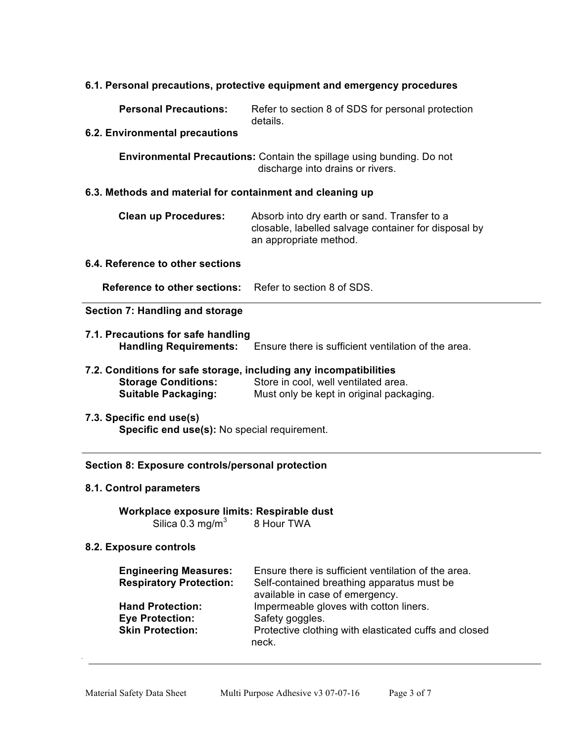### 6.1. Personal precautions, protective equipment and emergency procedures

**Personal Precautions:** Refer to section 8 of SDS for personal protection details.

### 6.2. Environmental precautions

**Environmental Precautions:** Contain the spillage using bunding. Do not discharge into drains or rivers.

### 6.3. Methods and material for containment and cleaning up

**Clean up Procedures:** Absorb into dry earth or sand. Transfer to a closable, labelled salvage container for disposal by an appropriate method.

### 6.4. Reference to other sections

**Reference to other sections:** Refer to section 8 of SDS.

---

## Section 7: Handling and storage

### 7.1. Precautions for safe handling

**Handling Requirements:** Ensure there is sufficient ventilation of the area.

### 7.2. Conditions for safe storage, including any incompatibilities

**Storage Conditions:** Store in cool, well ventilated area.
**Suitable Packaging:** Must only be kept in original packaging.

### 7.3. Specific end use(s)

**Specific end use(s):** No special requirement.

---

## Section 8: Exposure controls/personal protection

### 8.1. Control parameters

**Workplace exposure limits: Respirable dust**

Silica 0.3 mg/m$^3$ 8 Hour TWA

### 8.2. Exposure controls

**Engineering Measures:** Ensure there is sufficient ventilation of the area.
**Respiratory Protection:** Self-contained breathing apparatus must be available in case of emergency.
**Hand Protection:** Impermeable gloves with cotton liners.
**Eye Protection:** Safety goggles.
**Skin Protection:** Protective clothing with elasticated cuffs and closed neck.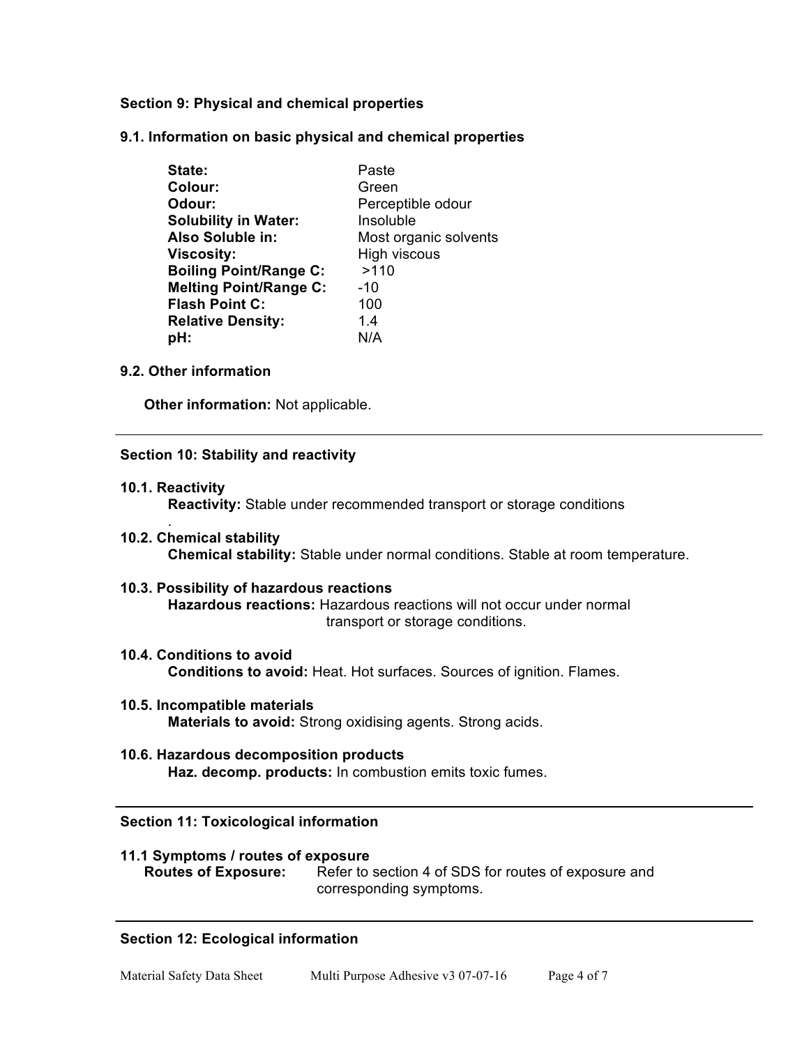**Section 9: Physical and chemical properties**

**9.1. Information on basic physical and chemical properties**

| | |
|---|---|
| **State:** | Paste |
| **Colour:** | Green |
| **Odour:** | Perceptible odour |
| **Solubility in Water:** | Insoluble |
| **Also Soluble in:** | Most organic solvents |
| **Viscosity:** | High viscous |
| **Boiling Point/Range C:** | >110 |
| **Melting Point/Range C:** | -10 |
| **Flash Point C:** | 100 |
| **Relative Density:** | 1.4 |
| **pH:** | N/A |

**9.2. Other information**

**Other information:** Not applicable.

---

**Section 10: Stability and reactivity**

**10.1. Reactivity**

**Reactivity:** Stable under recommended transport or storage conditions
.

**10.2. Chemical stability**

**Chemical stability:** Stable under normal conditions. Stable at room temperature.

**10.3. Possibility of hazardous reactions**

**Hazardous reactions:** Hazardous reactions will not occur under normal transport or storage conditions.

**10.4. Conditions to avoid**

**Conditions to avoid:** Heat. Hot surfaces. Sources of ignition. Flames.

**10.5. Incompatible materials**

**Materials to avoid:** Strong oxidising agents. Strong acids.

**10.6. Hazardous decomposition products**

**Haz. decomp. products:** In combustion emits toxic fumes.

---

**Section 11: Toxicological information**

**11.1 Symptoms / routes of exposure**

**Routes of Exposure:** Refer to section 4 of SDS for routes of exposure and corresponding symptoms.

---

**Section 12: Ecological information**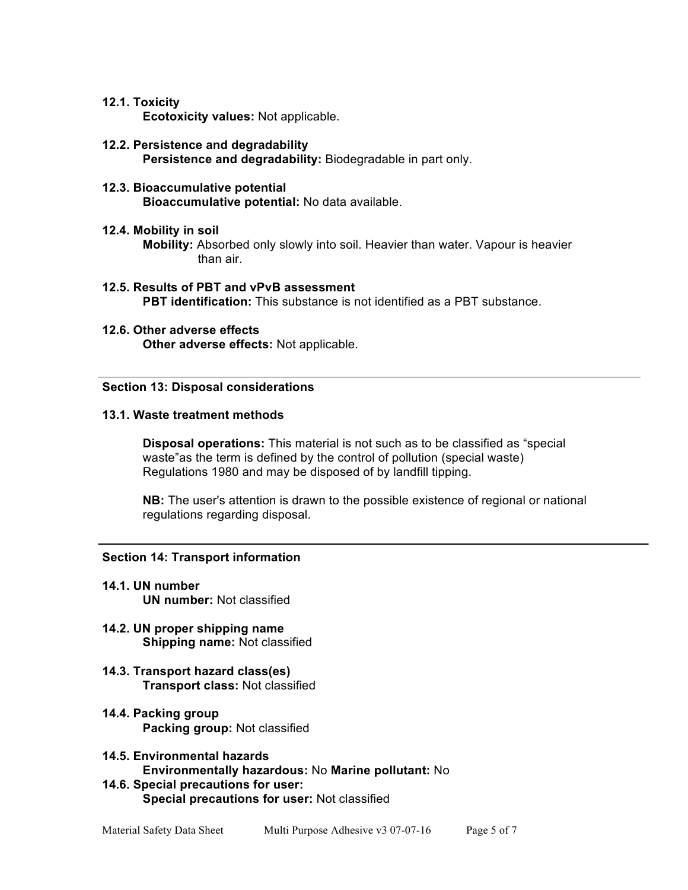### 12.1. Toxicity

**Ecotoxicity values:** Not applicable.

### 12.2. Persistence and degradability

**Persistence and degradability:** Biodegradable in part only.

### 12.3. Bioaccumulative potential

**Bioaccumulative potential:** No data available.

### 12.4. Mobility in soil

**Mobility:** Absorbed only slowly into soil. Heavier than water. Vapour is heavier than air.

### 12.5. Results of PBT and vPvB assessment

**PBT identification:** This substance is not identified as a PBT substance.

### 12.6. Other adverse effects

**Other adverse effects:** Not applicable.

---

## Section 13: Disposal considerations

### 13.1. Waste treatment methods

**Disposal operations:** This material is not such as to be classified as "special waste"as the term is defined by the control of pollution (special waste) Regulations 1980 and may be disposed of by landfill tipping.

**NB:** The user's attention is drawn to the possible existence of regional or national regulations regarding disposal.

---

## Section 14: Transport information

### 14.1. UN number

**UN number:** Not classified

### 14.2. UN proper shipping name

**Shipping name:** Not classified

### 14.3. Transport hazard class(es)

**Transport class:** Not classified

### 14.4. Packing group

**Packing group:** Not classified

### 14.5. Environmental hazards

**Environmentally hazardous:** No **Marine pollutant:** No

### 14.6. Special precautions for user:

**Special precautions for user:** Not classified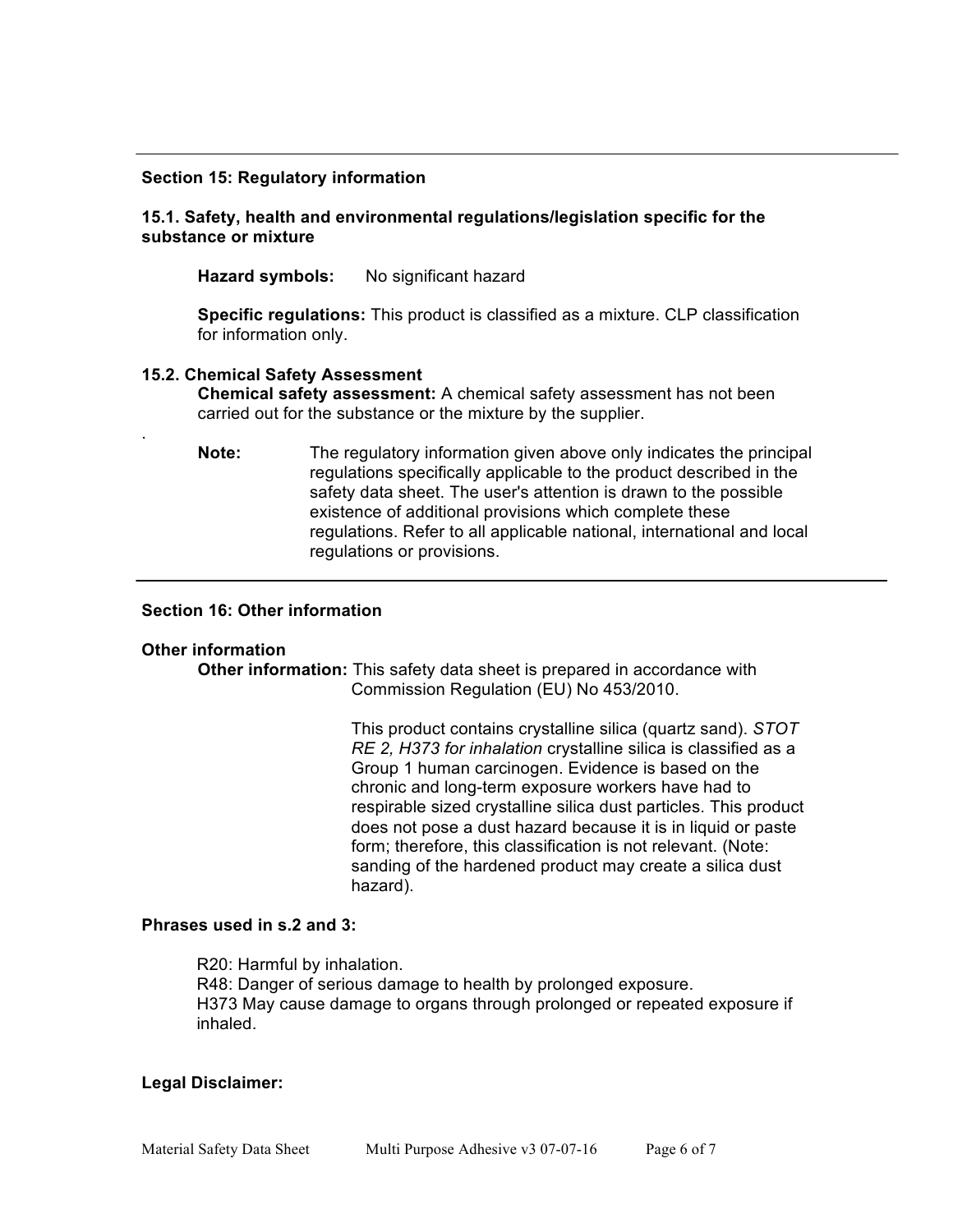## Section 15: Regulatory information

### 15.1. Safety, health and environmental regulations/legislation specific for the substance or mixture

**Hazard symbols:** No significant hazard

**Specific regulations:** This product is classified as a mixture. CLP classification for information only.

### 15.2. Chemical Safety Assessment

**Chemical safety assessment:** A chemical safety assessment has not been carried out for the substance or the mixture by the supplier.

.

**Note:** The regulatory information given above only indicates the principal regulations specifically applicable to the product described in the safety data sheet. The user's attention is drawn to the possible existence of additional provisions which complete these regulations. Refer to all applicable national, international and local regulations or provisions.

## Section 16: Other information

### Other information

**Other information:** This safety data sheet is prepared in accordance with Commission Regulation (EU) No 453/2010.

This product contains crystalline silica (quartz sand). *STOT RE 2, H373 for inhalation* crystalline silica is classified as a Group 1 human carcinogen. Evidence is based on the chronic and long-term exposure workers have had to respirable sized crystalline silica dust particles. This product does not pose a dust hazard because it is in liquid or paste form; therefore, this classification is not relevant. (Note: sanding of the hardened product may create a silica dust hazard).

### Phrases used in s.2 and 3:

R20: Harmful by inhalation.
R48: Danger of serious damage to health by prolonged exposure.
H373 May cause damage to organs through prolonged or repeated exposure if inhaled.

### Legal Disclaimer: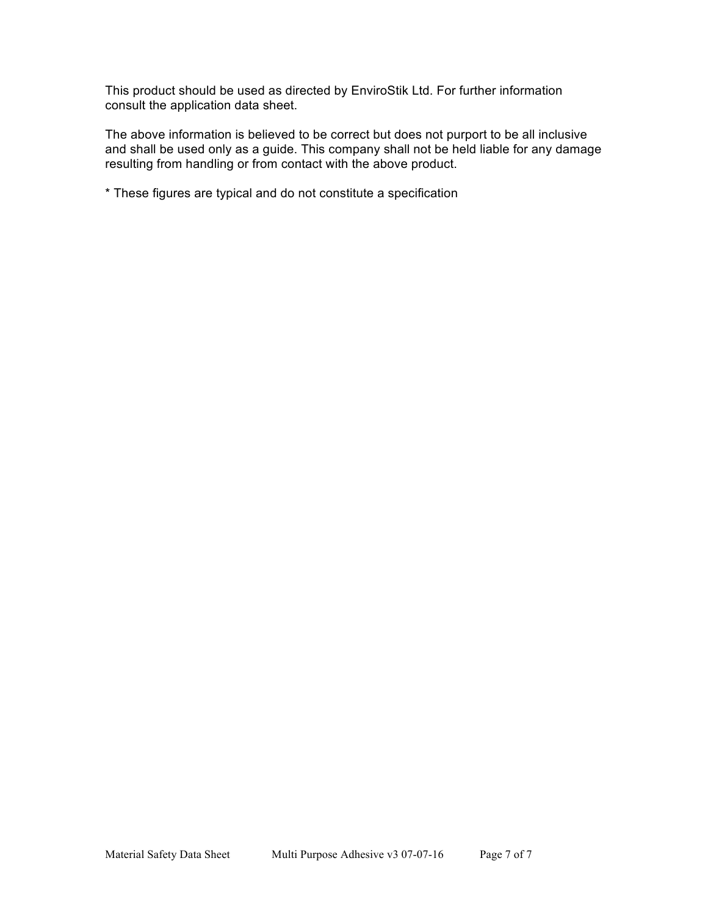This product should be used as directed by EnviroStik Ltd. For further information consult the application data sheet.

The above information is believed to be correct but does not purport to be all inclusive and shall be used only as a guide. This company shall not be held liable for any damage resulting from handling or from contact with the above product.

* These figures are typical and do not constitute a specification